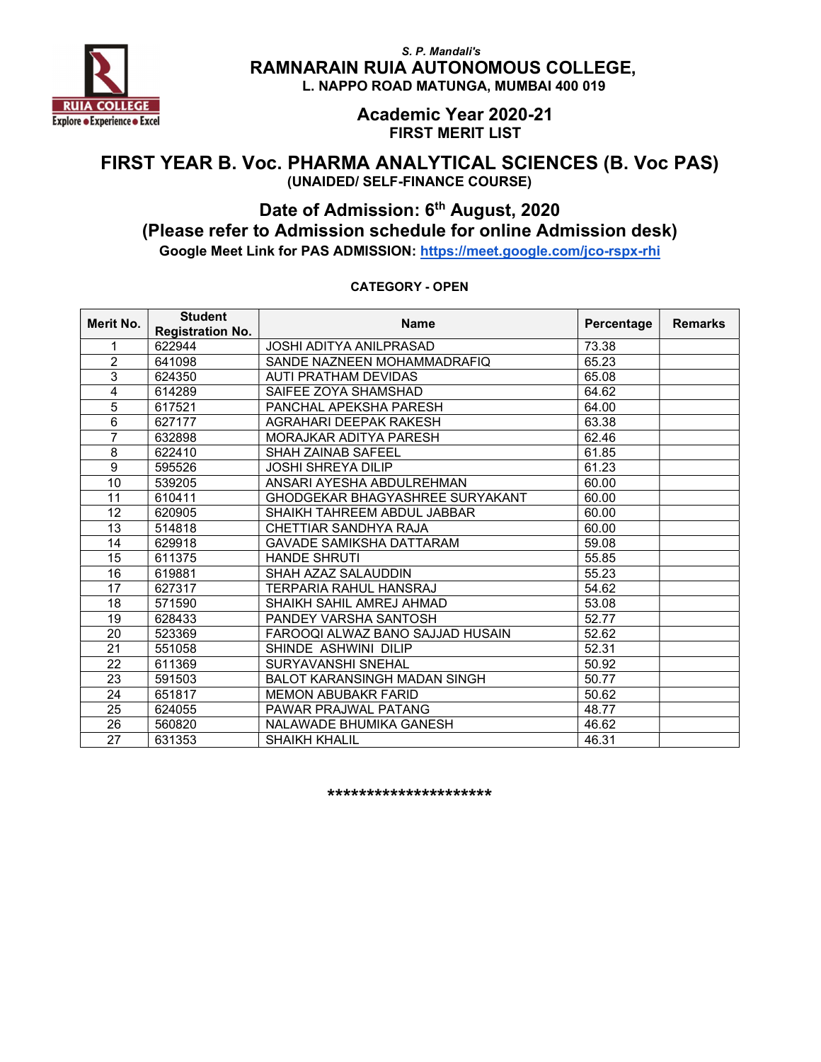*S. P. Mandali's*

# RAMNARAIN RUIA AUTONOMOUS COLLEGE,

**L. NAPPO ROAD MATUNGA, MUMBAI 400 019**

## Academic Year 2020-21

**FIRST MERIT LIST**

# FIRST YEAR B. Voc. PHARMA ANALYTICAL SCIENCES (B. Voc PAS)

**(UNAIDED/ SELF-FINANCE COURSE)**

## Date of Admission: 6th August, 2020

## (Please refer to Admission schedule for online Admission desk)

**Google Meet Link for PAS ADMISSION: [https://meet.google.com/jco-rspx-rhi](https://meet.google.com/jco-rspx-rhi)**

**CATEGORY - OPEN**

| Merit No. | Student Registration No. | Name | Percentage | Remarks |
|---|---|---|---|---|
| 1 | 622944 | JOSHI ADITYA ANILPRASAD | 73.38 | |
| 2 | 641098 | SANDE NAZNEEN MOHAMMADRAFIQ | 65.23 | |
| 3 | 624350 | AUTI PRATHAM DEVIDAS | 65.08 | |
| 4 | 614289 | SAIFEE ZOYA SHAMSHAD | 64.62 | |
| 5 | 617521 | PANCHAL APEKSHA PARESH | 64.00 | |
| 6 | 627177 | AGRAHARI DEEPAK RAKESH | 63.38 | |
| 7 | 632898 | MORAJKAR ADITYA PARESH | 62.46 | |
| 8 | 622410 | SHAH ZAINAB SAFEEL | 61.85 | |
| 9 | 595526 | JOSHI SHREYA DILIP | 61.23 | |
| 10 | 539205 | ANSARI AYESHA ABDULREHMAN | 60.00 | |
| 11 | 610411 | GHODGEKAR BHAGYASHREE SURYAKANT | 60.00 | |
| 12 | 620905 | SHAIKH TAHREEM ABDUL JABBAR | 60.00 | |
| 13 | 514818 | CHETTIAR SANDHYA RAJA | 60.00 | |
| 14 | 629918 | GAVADE SAMIKSHA DATTARAM | 59.08 | |
| 15 | 611375 | HANDE SHRUTI | 55.85 | |
| 16 | 619881 | SHAH AZAZ SALAUDDIN | 55.23 | |
| 17 | 627317 | TERPARIA RAHUL HANSRAJ | 54.62 | |
| 18 | 571590 | SHAIKH SAHIL AMREJ AHMAD | 53.08 | |
| 19 | 628433 | PANDEY VARSHA SANTOSH | 52.77 | |
| 20 | 523369 | FAROOQI ALWAZ BANO SAJJAD HUSAIN | 52.62 | |
| 21 | 551058 | SHINDE ASHWINI DILIP | 52.31 | |
| 22 | 611369 | SURYAVANSHI SNEHAL | 50.92 | |
| 23 | 591503 | BALOT KARANSINGH MADAN SINGH | 50.77 | |
| 24 | 651817 | MEMON ABUBAKR FARID | 50.62 | |
| 25 | 624055 | PAWAR PRAJWAL PATANG | 48.77 | |
| 26 | 560820 | NALAWADE BHUMIKA GANESH | 46.62 | |
| 27 | 631353 | SHAIKH KHALIL | 46.31 | |

*********************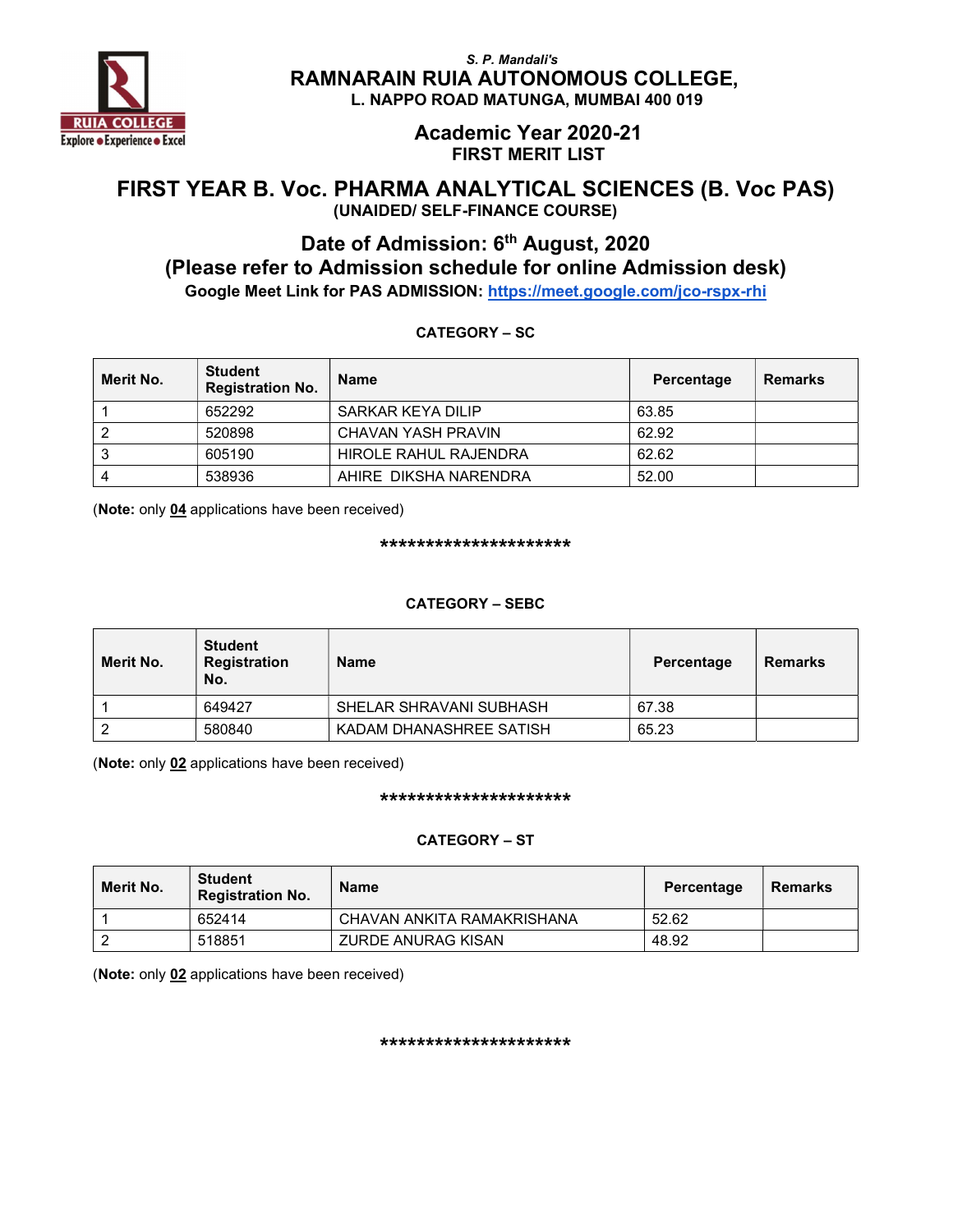*S. P. Mandali's*

# RAMNARAIN RUIA AUTONOMOUS COLLEGE,

**L. NAPPO ROAD MATUNGA, MUMBAI 400 019**

## Academic Year 2020-21

**FIRST MERIT LIST**

# FIRST YEAR B. Voc. PHARMA ANALYTICAL SCIENCES (B. Voc PAS)

**(UNAIDED/ SELF-FINANCE COURSE)**

## Date of Admission: 6th August, 2020

## (Please refer to Admission schedule for online Admission desk)

**Google Meet Link for PAS ADMISSION: [https://meet.google.com/jco-rspx-rhi](https://meet.google.com/jco-rspx-rhi)**

### CATEGORY – SC

| Merit No. | Student Registration No. | Name | Percentage | Remarks |
|---|---|---|---|---|
| 1 | 652292 | SARKAR KEYA DILIP | 63.85 | |
| 2 | 520898 | CHAVAN YASH PRAVIN | 62.92 | |
| 3 | 605190 | HIROLE RAHUL RAJENDRA | 62.62 | |
| 4 | 538936 | AHIRE DIKSHA NARENDRA | 52.00 | |

(**Note:** only **04** applications have been received)

*********************

### CATEGORY – SEBC

| Merit No. | Student Registration No. | Name | Percentage | Remarks |
|---|---|---|---|---|
| 1 | 649427 | SHELAR SHRAVANI SUBHASH | 67.38 | |
| 2 | 580840 | KADAM DHANASHREE SATISH | 65.23 | |

(**Note:** only **02** applications have been received)

*********************

### CATEGORY – ST

| Merit No. | Student Registration No. | Name | Percentage | Remarks |
|---|---|---|---|---|
| 1 | 652414 | CHAVAN ANKITA RAMAKRISHANA | 52.62 | |
| 2 | 518851 | ZURDE ANURAG KISAN | 48.92 | |

(**Note:** only **02** applications have been received)

*********************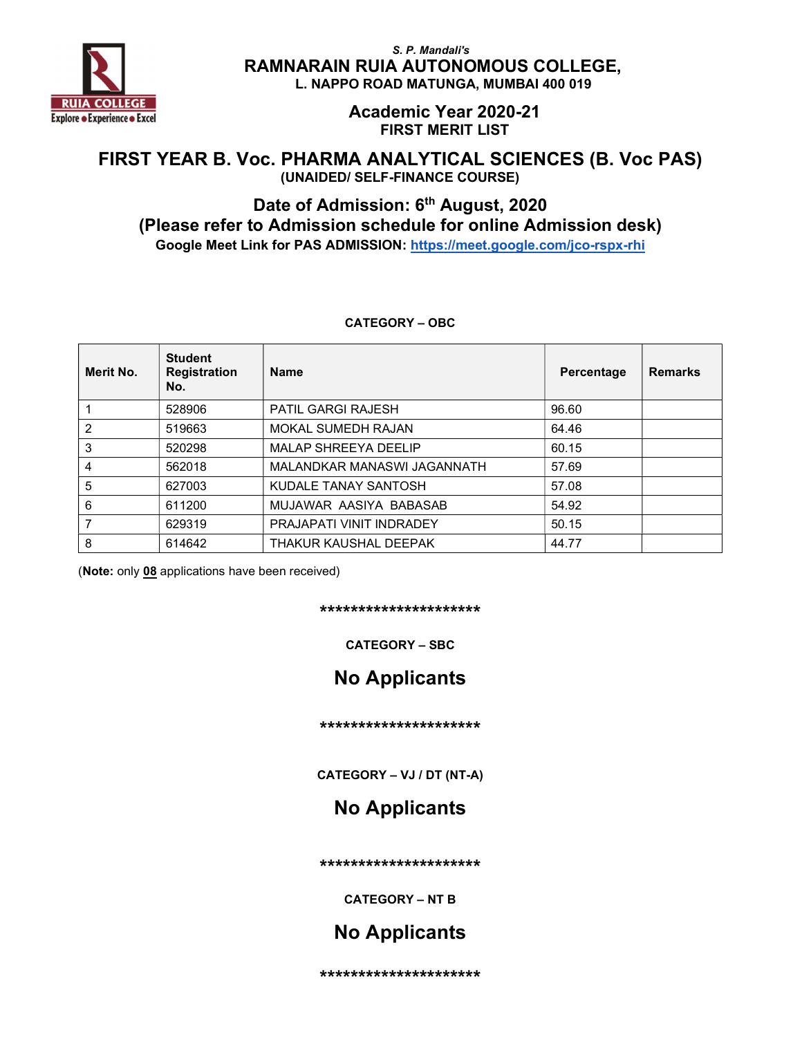S. P. Mandali's

# RAMNARAIN RUIA AUTONOMOUS COLLEGE,

**L. NAPPO ROAD MATUNGA, MUMBAI 400 019**

## Academic Year 2020-21

**FIRST MERIT LIST**

## FIRST YEAR B. Voc. PHARMA ANALYTICAL SCIENCES (B. Voc PAS)

**(UNAIDED/ SELF-FINANCE COURSE)**

## Date of Admission: 6th August, 2020

## (Please refer to Admission schedule for online Admission desk)

**Google Meet Link for PAS ADMISSION: https://meet.google.com/jco-rspx-rhi**

**CATEGORY – OBC**

| Merit No. | Student Registration No. | Name | Percentage | Remarks |
|---|---|---|---|---|
| 1 | 528906 | PATIL GARGI RAJESH | 96.60 | |
| 2 | 519663 | MOKAL SUMEDH RAJAN | 64.46 | |
| 3 | 520298 | MALAP SHREEYA DEELIP | 60.15 | |
| 4 | 562018 | MALANDKAR MANASWI JAGANNATH | 57.69 | |
| 5 | 627003 | KUDALE TANAY SANTOSH | 57.08 | |
| 6 | 611200 | MUJAWAR AASIYA BABASAB | 54.92 | |
| 7 | 629319 | PRAJAPATI VINIT INDRADEY | 50.15 | |
| 8 | 614642 | THAKUR KAUSHAL DEEPAK | 44.77 | |

(**Note:** only **08** applications have been received)

*********************

**CATEGORY – SBC**

## No Applicants

*********************

**CATEGORY – VJ / DT (NT-A)**

## No Applicants

*********************

**CATEGORY – NT B**

## No Applicants

*********************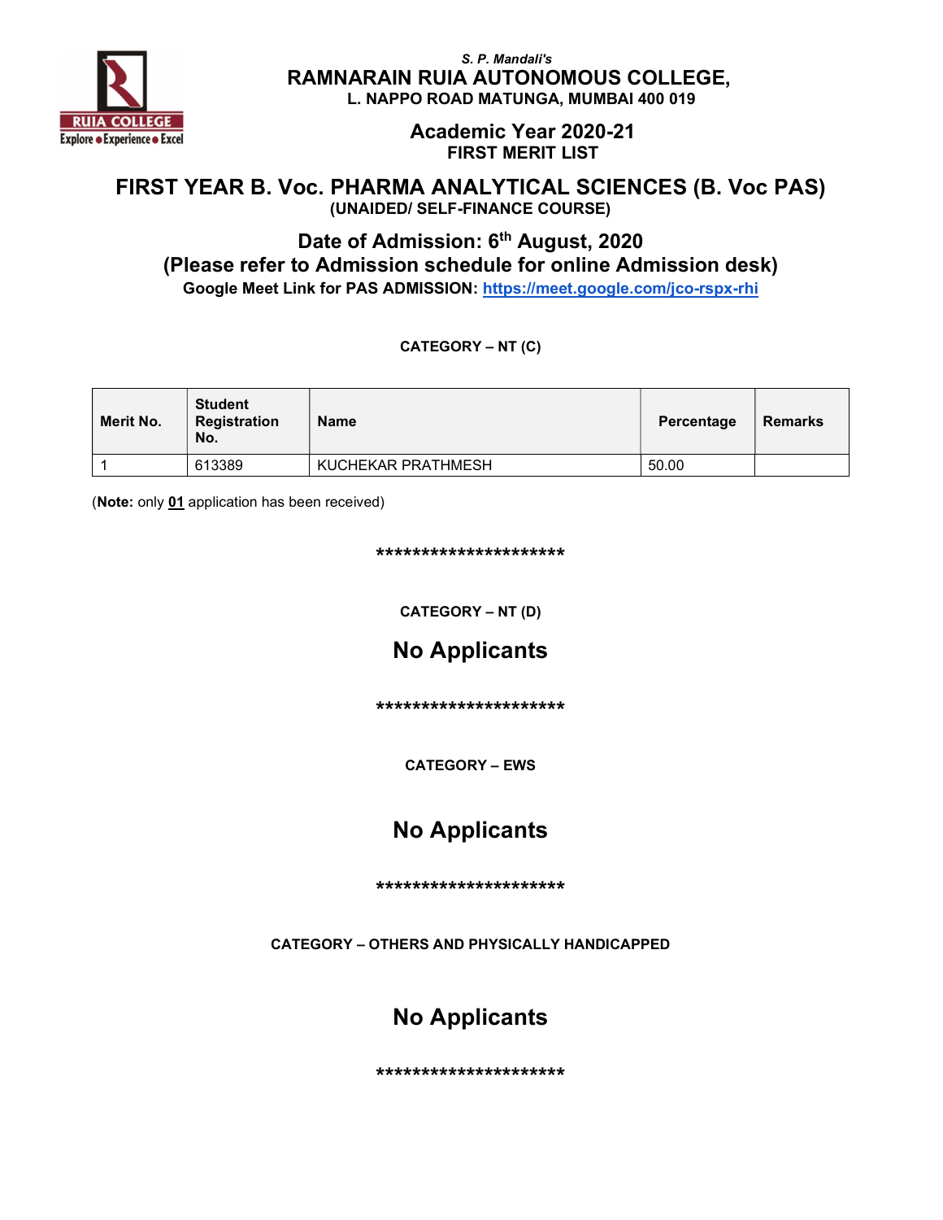*S. P. Mandali's*

**RAMNARAIN RUIA AUTONOMOUS COLLEGE,**

**L. NAPPO ROAD MATUNGA, MUMBAI 400 019**

**Academic Year 2020-21**

**FIRST MERIT LIST**

# FIRST YEAR B. Voc. PHARMA ANALYTICAL SCIENCES (B. Voc PAS)

**(UNAIDED/ SELF-FINANCE COURSE)**

## Date of Admission: 6th August, 2020

## (Please refer to Admission schedule for online Admission desk)

**Google Meet Link for PAS ADMISSION: [https://meet.google.com/jco-rspx-rhi](https://meet.google.com/jco-rspx-rhi)**

**CATEGORY – NT (C)**

| Merit No. | Student Registration No. | Name | Percentage | Remarks |
|---|---|---|---|---|
| 1 | 613389 | KUCHEKAR PRATHMESH | 50.00 | |

(**Note:** only **01** application has been received)

*********************

**CATEGORY – NT (D)**

## No Applicants

*********************

**CATEGORY – EWS**

## No Applicants

*********************

**CATEGORY – OTHERS AND PHYSICALLY HANDICAPPED**

## No Applicants

*********************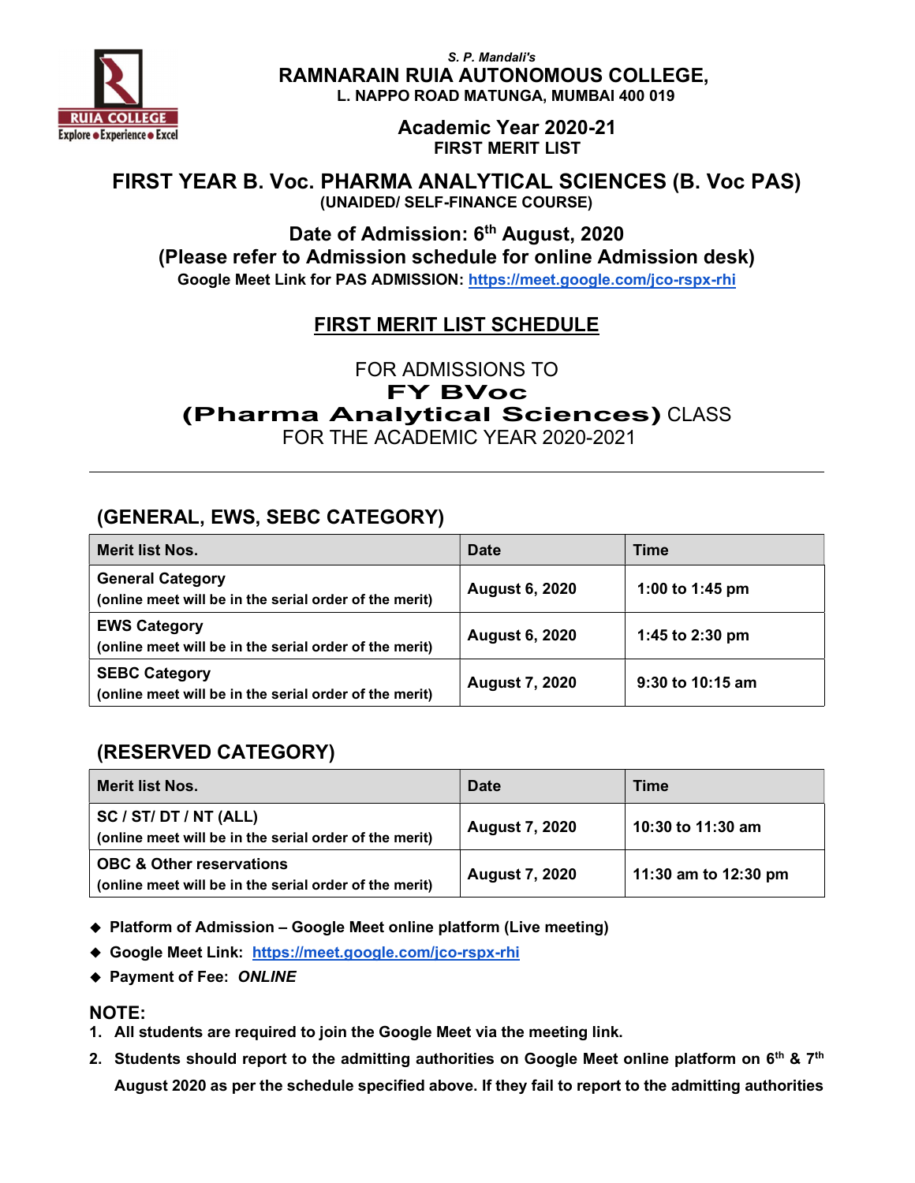*S. P. Mandali's*

# RAMNARAIN RUIA AUTONOMOUS COLLEGE,

**L. NAPPO ROAD MATUNGA, MUMBAI 400 019**

## Academic Year 2020-21

**FIRST MERIT LIST**

# FIRST YEAR B. Voc. PHARMA ANALYTICAL SCIENCES (B. Voc PAS)

**(UNAIDED/ SELF-FINANCE COURSE)**

## Date of Admission: 6th August, 2020

## (Please refer to Admission schedule for online Admission desk)

**Google Meet Link for PAS ADMISSION: https://meet.google.com/jco-rspx-rhi**

## FIRST MERIT LIST SCHEDULE

FOR ADMISSIONS TO
**FY BVoc**
**(Pharma Analytical Sciences)** CLASS
FOR THE ACADEMIC YEAR 2020-2021

---

## (GENERAL, EWS, SEBC CATEGORY)

| Merit list Nos. | Date | Time |
|---|---|---|
| **General Category** (online meet will be in the serial order of the merit) | August 6, 2020 | 1:00 to 1:45 pm |
| **EWS Category** (online meet will be in the serial order of the merit) | August 6, 2020 | 1:45 to 2:30 pm |
| **SEBC Category** (online meet will be in the serial order of the merit) | August 7, 2020 | 9:30 to 10:15 am |

## (RESERVED CATEGORY)

| Merit list Nos. | Date | Time |
|---|---|---|
| **SC / ST/ DT / NT (ALL)** (online meet will be in the serial order of the merit) | August 7, 2020 | 10:30 to 11:30 am |
| **OBC & Other reservations** (online meet will be in the serial order of the merit) | August 7, 2020 | 11:30 am to 12:30 pm |

- **Platform of Admission – Google Meet online platform (Live meeting)**
- **Google Meet Link: https://meet.google.com/jco-rspx-rhi**
- **Payment of Fee: *ONLINE***

## NOTE:

1. **All students are required to join the Google Meet via the meeting link.**
2. **Students should report to the admitting authorities on Google Meet online platform on 6th & 7th August 2020 as per the schedule specified above. If they fail to report to the admitting authorities**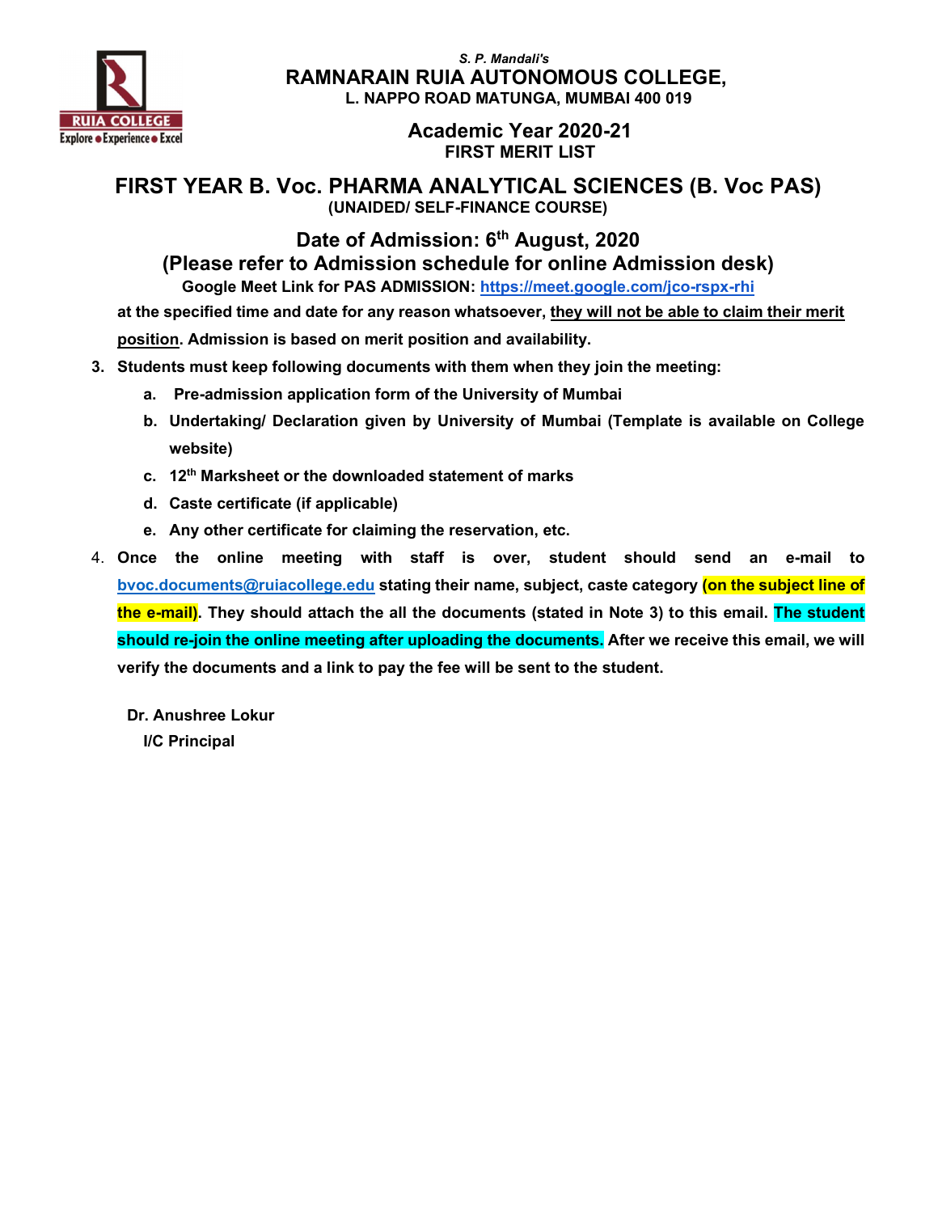*S. P. Mandali's*

**RAMNARAIN RUIA AUTONOMOUS COLLEGE,**
**L. NAPPO ROAD MATUNGA, MUMBAI 400 019**

**Academic Year 2020-21**
**FIRST MERIT LIST**

# FIRST YEAR B. Voc. PHARMA ANALYTICAL SCIENCES (B. Voc PAS)

**(UNAIDED/ SELF-FINANCE COURSE)**

## Date of Admission: 6th August, 2020

## (Please refer to Admission schedule for online Admission desk)

**Google Meet Link for PAS ADMISSION: https://meet.google.com/jco-rspx-rhi**

**at the specified time and date for any reason whatsoever, they will not be able to claim their merit position. Admission is based on merit position and availability.**

3. **Students must keep following documents with them when they join the meeting:**
   a. **Pre-admission application form of the University of Mumbai**
   b. **Undertaking/ Declaration given by University of Mumbai (Template is available on College website)**
   c. **12th Marksheet or the downloaded statement of marks**
   d. **Caste certificate (if applicable)**
   e. **Any other certificate for claiming the reservation, etc.**
4. **Once the online meeting with staff is over, student should send an e-mail to bvoc.documents@ruiacollege.edu stating their name, subject, caste category (on the subject line of the e-mail). They should attach the all the documents (stated in Note 3) to this email. The student should re-join the online meeting after uploading the documents. After we receive this email, we will verify the documents and a link to pay the fee will be sent to the student.**

**Dr. Anushree Lokur**
**I/C Principal**